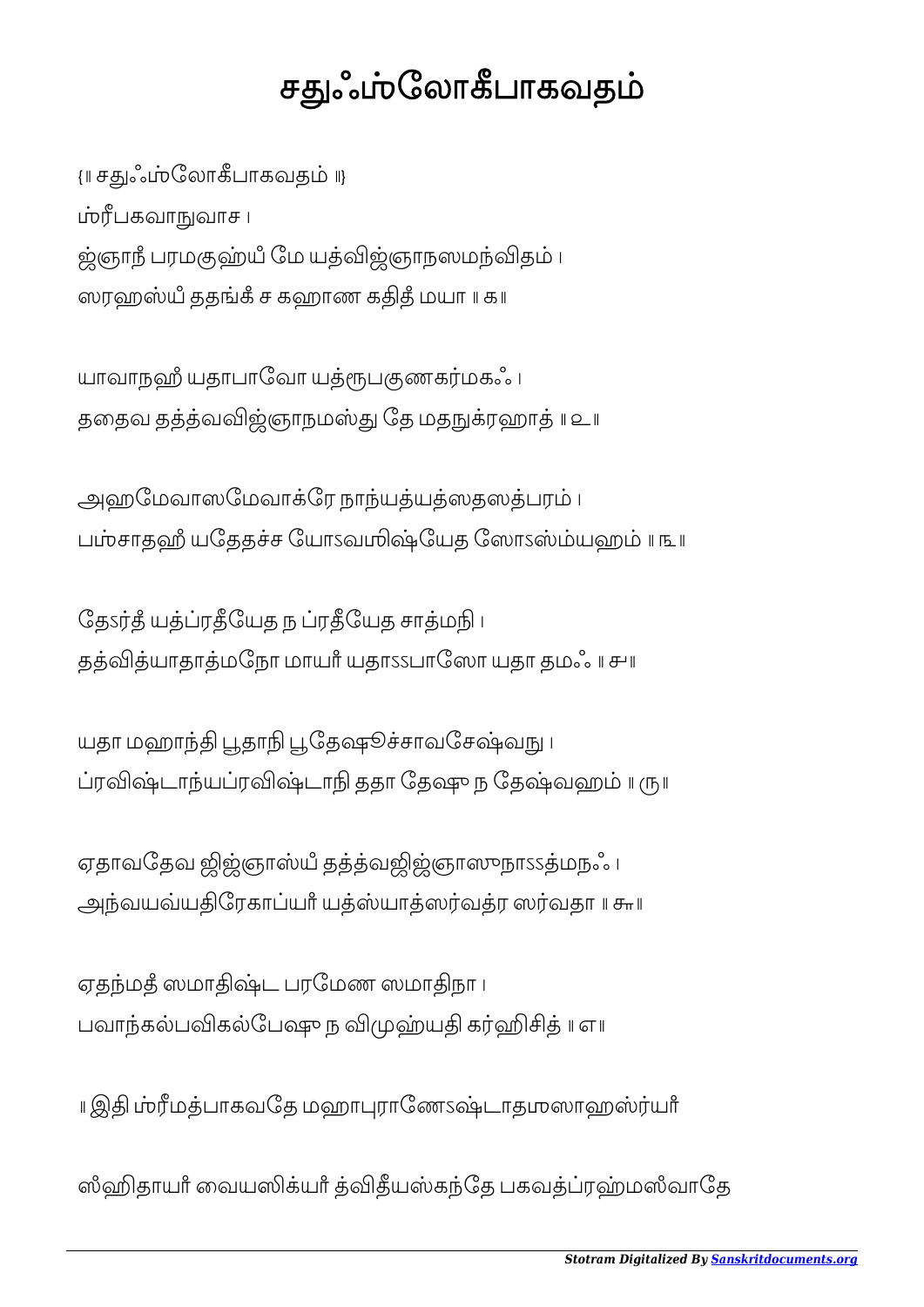# சதுஃஶ்லோகீபாகவதம்

{॥ சதுஃஶ்லோகீபாகவதம் ॥}

ஶ்ரீபகவாநுவாச ।

ஜ்ஞாநீ பரமகுஹ்யீ மே யத்விஜ்ஞாநஸமந்விதம் ।
ஸரஹஸ்யீ ததங்கீ ச கஹாண கதிதீ மயா ॥ க॥

யாவாநஹீ யதாபாவோ யத்ரூபகுணகர்மகஃ ।
ததைவ தத்த்வவிஜ்ஞாநமஸ்து தே மதநுக்ரஹாத் ॥ உ॥

அஹமேவாஸமேவாக்ரே நாந்யத்யத்ஸதஸத்பரம் ।
பஶ்சாதஹீ யதேதச்ச யோऽவஶிஷ்யேத ஸோऽஸ்ம்யஹம் ॥ ங॥

தேऽர்தீ யத்ப்ரதீயேத ந ப்ரதீயேத சாத்மநி ।
தத்வித்யாதாத்மநோ மாயீ யதாऽऽபாஸோ யதா தமஃ ॥ ச॥

யதா மஹாந்தி பூதாநி பூதேஷூச்சாவசேஷ்வநு ।
ப்ரவிஷ்டாந்யப்ரவிஷ்டாநி ததா தேஷு ந தேஷ்வஹம் ॥ ரு॥

ஏதாவதேவ ஜிஜ்ஞாஸ்யீ தத்த்வஜிஜ்ஞாஸுநாऽऽத்மநஃ ।
அந்வயவ்யதிரேகாப்யீ யத்ஸ்யாத்ஸர்வத்ர ஸர்வதா ॥ சூ॥

ஏதந்மதீ ஸமாதிஷ்ட பரமேண ஸமாதிநா ।
பவாந்கல்பவிகல்பேஷு ந விமுஹ்யதி கர்ஹிசித் ॥ எ॥

॥ இதி ஶ்ரீமத்பாகவதே மஹாபுராணேऽஷ்டாதஶஸாஹஸ்ர்யீ

ஸீஹிதாயீ வையஸிக்யீ த்விதீயஸ்கந்தே பகவத்ப்ரஹ்மஸ்வாதே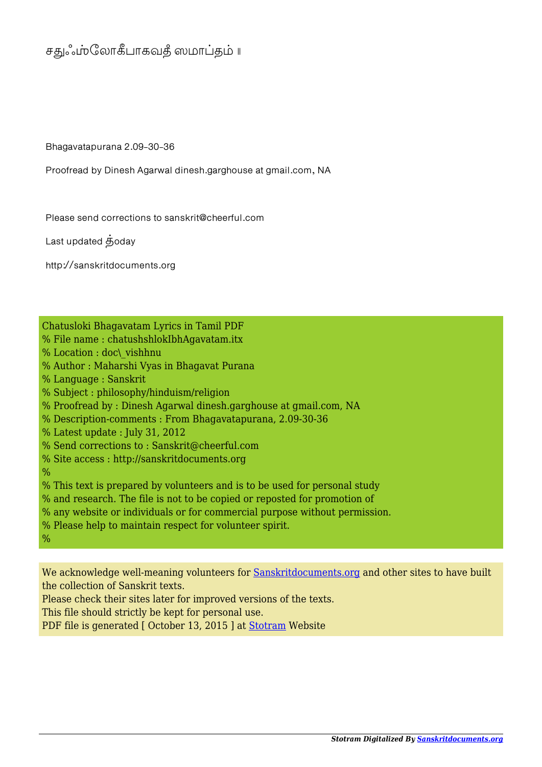சதுஃஶ்லோகீபாகவத் ஸமாப்தம் ॥

Bhagavatapurana 2.09-30-36

Proofread by Dinesh Agarwal dinesh.garghouse at gmail.com, NA

Please send corrections to sanskrit@cheerful.com

Last updated த்oday

http://sanskritdocuments.org

Chatusloki Bhagavatam Lyrics in Tamil PDF
% File name : chatushshlokIbhAgavatam.itx
% Location : doc\_vishhnu
% Author : Maharshi Vyas in Bhagavat Purana
% Language : Sanskrit
% Subject : philosophy/hinduism/religion
% Proofread by : Dinesh Agarwal dinesh.garghouse at gmail.com, NA
% Description-comments : From Bhagavatapurana, 2.09-30-36
% Latest update : July 31, 2012
% Send corrections to : Sanskrit@cheerful.com
% Site access : http://sanskritdocuments.org
%
% This text is prepared by volunteers and is to be used for personal study
% and research. The file is not to be copied or reposted for promotion of
% any website or individuals or for commercial purpose without permission.
% Please help to maintain respect for volunteer spirit.
%

We acknowledge well-meaning volunteers for Sanskritdocuments.org and other sites to have built the collection of Sanskrit texts.
Please check their sites later for improved versions of the texts.
This file should strictly be kept for personal use.
PDF file is generated [ October 13, 2015 ] at Stotram Website